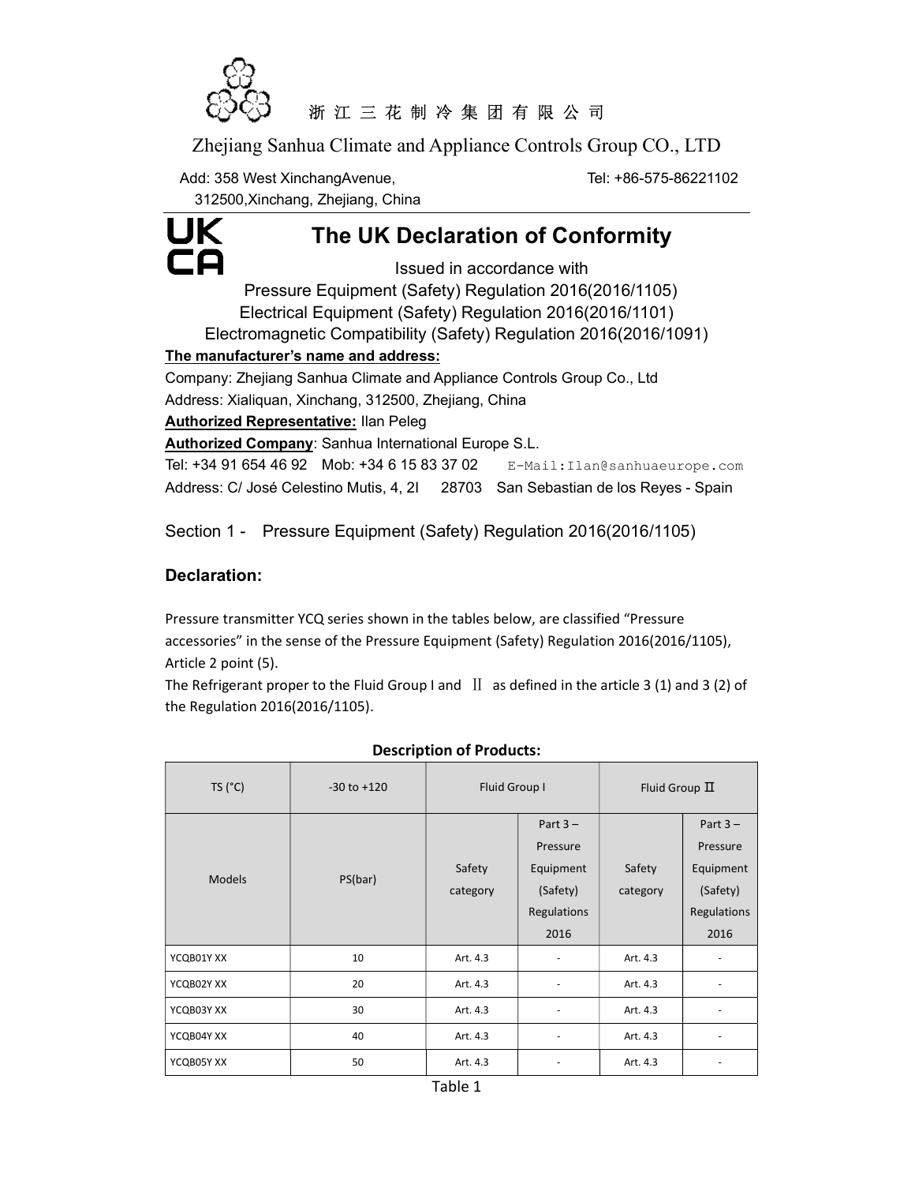浙 江 三 花 制 冷 集 团 有 限 公 司

Zhejiang Sanhua Climate and Appliance Controls Group CO., LTD

Add: 358 West XinchangAvenue, 312500,Xinchang, Zhejiang, China

Tel: +86-575-86221102

UK CA

# The UK Declaration of Conformity

Issued in accordance with

Pressure Equipment (Safety) Regulation 2016(2016/1105)

Electrical Equipment (Safety) Regulation 2016(2016/1101)

Electromagnetic Compatibility (Safety) Regulation 2016(2016/1091)

**The manufacturer's name and address:**

Company: Zhejiang Sanhua Climate and Appliance Controls Group Co., Ltd

Address: Xialiquan, Xinchang, 312500, Zhejiang, China

**Authorized Representative:** Ilan Peleg

**Authorized Company**: Sanhua International Europe S.L.

Tel: +34 91 654 46 92 Mob: +34 6 15 83 37 02 E-Mail:Ilan@sanhuaeurope.com

Address: C/ José Celestino Mutis, 4, 2I 28703 San Sebastian de los Reyes - Spain

## Section 1 - Pressure Equipment (Safety) Regulation 2016(2016/1105)

### Declaration:

Pressure transmitter YCQ series shown in the tables below, are classified "Pressure accessories" in the sense of the Pressure Equipment (Safety) Regulation 2016(2016/1105), Article 2 point (5).

The Refrigerant proper to the Fluid Group I and Ⅱ as defined in the article 3 (1) and 3 (2) of the Regulation 2016(2016/1105).

**Description of Products:**

| TS (°C) | -30 to +120 | Fluid Group I | | Fluid Group Ⅱ | |
|---|---|---|---|---|---|
| Models | PS(bar) | Safety category | Part 3 – Pressure Equipment (Safety) Regulations 2016 | Safety category | Part 3 – Pressure Equipment (Safety) Regulations 2016 |
| YCQB01Y XX | 10 | Art. 4.3 | - | Art. 4.3 | - |
| YCQB02Y XX | 20 | Art. 4.3 | - | Art. 4.3 | - |
| YCQB03Y XX | 30 | Art. 4.3 | - | Art. 4.3 | - |
| YCQB04Y XX | 40 | Art. 4.3 | - | Art. 4.3 | - |
| YCQB05Y XX | 50 | Art. 4.3 | - | Art. 4.3 | - |

Table 1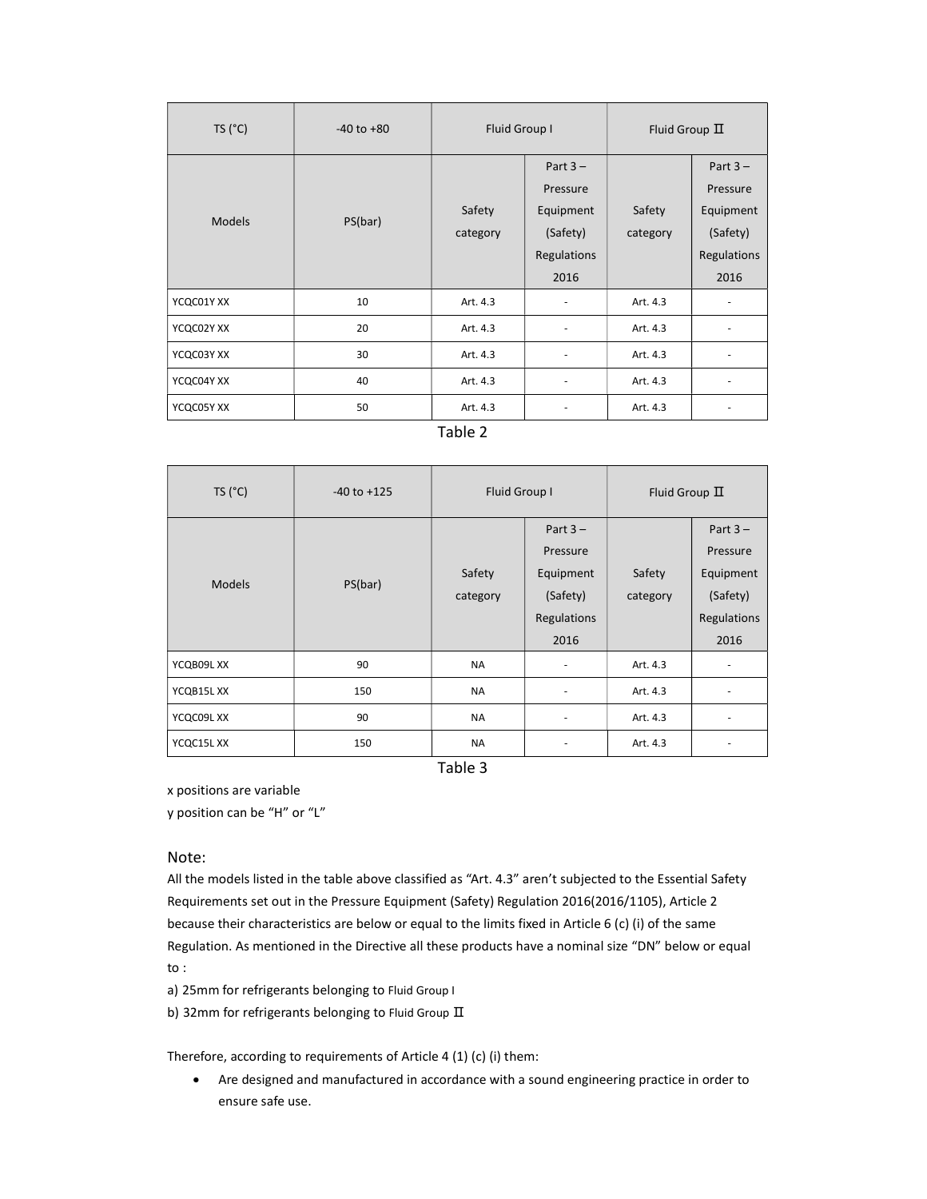| TS (°C) | -40 to +80 | Fluid Group I | | Fluid Group Ⅱ | |
|---|---|---|---|---|---|
| Models | PS(bar) | Safety category | Part 3 – Pressure Equipment (Safety) Regulations 2016 | Safety category | Part 3 – Pressure Equipment (Safety) Regulations 2016 |
| YCQC01Y XX | 10 | Art. 4.3 | - | Art. 4.3 | - |
| YCQC02Y XX | 20 | Art. 4.3 | - | Art. 4.3 | - |
| YCQC03Y XX | 30 | Art. 4.3 | - | Art. 4.3 | - |
| YCQC04Y XX | 40 | Art. 4.3 | - | Art. 4.3 | - |
| YCQC05Y XX | 50 | Art. 4.3 | - | Art. 4.3 | - |

Table 2

| TS (°C) | -40 to +125 | Fluid Group I | | Fluid Group Ⅱ | |
|---|---|---|---|---|---|
| Models | PS(bar) | Safety category | Part 3 – Pressure Equipment (Safety) Regulations 2016 | Safety category | Part 3 – Pressure Equipment (Safety) Regulations 2016 |
| YCQB09L XX | 90 | NA | - | Art. 4.3 | - |
| YCQB15L XX | 150 | NA | - | Art. 4.3 | - |
| YCQC09L XX | 90 | NA | - | Art. 4.3 | - |
| YCQC15L XX | 150 | NA | - | Art. 4.3 | - |

Table 3

x positions are variable
y position can be "H" or "L"

## Note:

All the models listed in the table above classified as "Art. 4.3" aren't subjected to the Essential Safety Requirements set out in the Pressure Equipment (Safety) Regulation 2016(2016/1105), Article 2 because their characteristics are below or equal to the limits fixed in Article 6 (c) (i) of the same Regulation. As mentioned in the Directive all these products have a nominal size "DN" below or equal to :

a) 25mm for refrigerants belonging to Fluid Group I

b) 32mm for refrigerants belonging to Fluid Group Ⅱ

Therefore, according to requirements of Article 4 (1) (c) (i) them:

- Are designed and manufactured in accordance with a sound engineering practice in order to ensure safe use.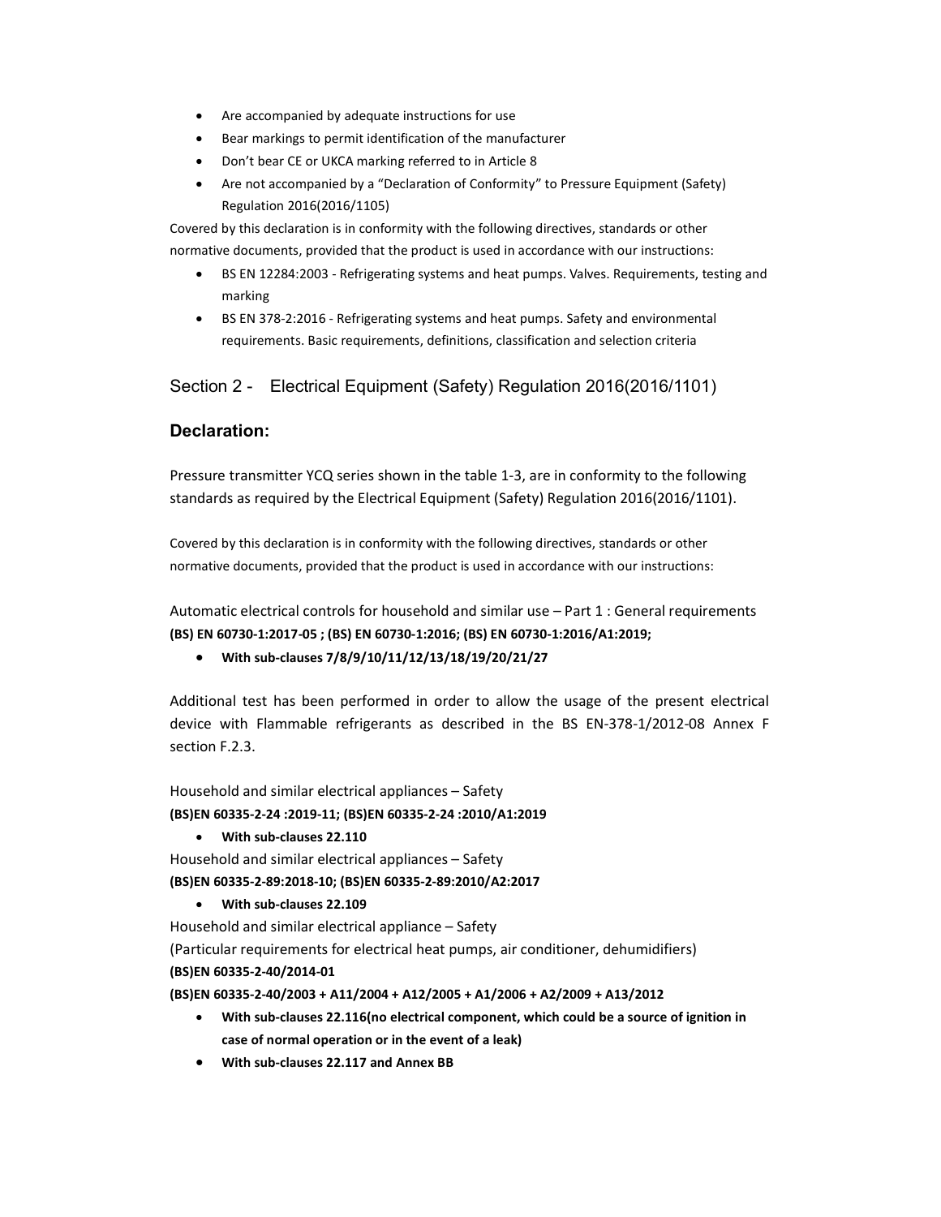- Are accompanied by adequate instructions for use
- Bear markings to permit identification of the manufacturer
- Don't bear CE or UKCA marking referred to in Article 8
- Are not accompanied by a "Declaration of Conformity" to Pressure Equipment (Safety) Regulation 2016(2016/1105)

Covered by this declaration is in conformity with the following directives, standards or other normative documents, provided that the product is used in accordance with our instructions:

- BS EN 12284:2003 - Refrigerating systems and heat pumps. Valves. Requirements, testing and marking
- BS EN 378-2:2016 - Refrigerating systems and heat pumps. Safety and environmental requirements. Basic requirements, definitions, classification and selection criteria

## Section 2 - Electrical Equipment (Safety) Regulation 2016(2016/1101)

### Declaration:

Pressure transmitter YCQ series shown in the table 1-3, are in conformity to the following standards as required by the Electrical Equipment (Safety) Regulation 2016(2016/1101).

Covered by this declaration is in conformity with the following directives, standards or other normative documents, provided that the product is used in accordance with our instructions:

Automatic electrical controls for household and similar use – Part 1 : General requirements
**(BS) EN 60730-1:2017-05 ; (BS) EN 60730-1:2016; (BS) EN 60730-1:2016/A1:2019;**

- **With sub-clauses 7/8/9/10/11/12/13/18/19/20/21/27**

Additional test has been performed in order to allow the usage of the present electrical device with Flammable refrigerants as described in the BS EN-378-1/2012-08 Annex F section F.2.3.

Household and similar electrical appliances – Safety
**(BS)EN 60335-2-24 :2019-11; (BS)EN 60335-2-24 :2010/A1:2019**

- **With sub-clauses 22.110**

Household and similar electrical appliances – Safety
**(BS)EN 60335-2-89:2018-10; (BS)EN 60335-2-89:2010/A2:2017**

- **With sub-clauses 22.109**

Household and similar electrical appliance – Safety
(Particular requirements for electrical heat pumps, air conditioner, dehumidifiers)
**(BS)EN 60335-2-40/2014-01**
**(BS)EN 60335-2-40/2003 + A11/2004 + A12/2005 + A1/2006 + A2/2009 + A13/2012**

- **With sub-clauses 22.116(no electrical component, which could be a source of ignition in case of normal operation or in the event of a leak)**
- **With sub-clauses 22.117 and Annex BB**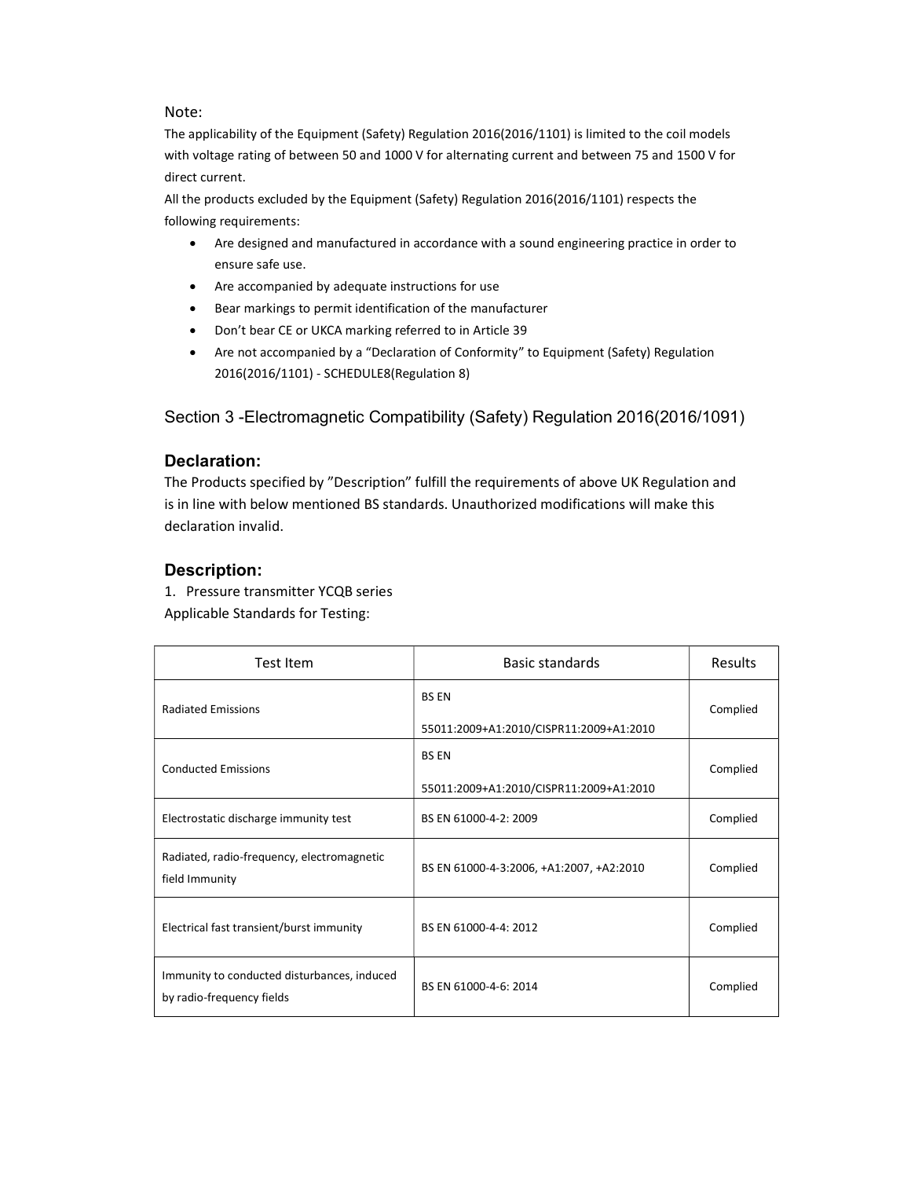Note:

The applicability of the Equipment (Safety) Regulation 2016(2016/1101) is limited to the coil models with voltage rating of between 50 and 1000 V for alternating current and between 75 and 1500 V for direct current.

All the products excluded by the Equipment (Safety) Regulation 2016(2016/1101) respects the following requirements:

- Are designed and manufactured in accordance with a sound engineering practice in order to ensure safe use.
- Are accompanied by adequate instructions for use
- Bear markings to permit identification of the manufacturer
- Don't bear CE or UKCA marking referred to in Article 39
- Are not accompanied by a "Declaration of Conformity" to Equipment (Safety) Regulation 2016(2016/1101) - SCHEDULE8(Regulation 8)

## Section 3 -Electromagnetic Compatibility (Safety) Regulation 2016(2016/1091)

### Declaration:

The Products specified by "Description" fulfill the requirements of above UK Regulation and is in line with below mentioned BS standards. Unauthorized modifications will make this declaration invalid.

### Description:

1. Pressure transmitter YCQB series

Applicable Standards for Testing:

| Test Item | Basic standards | Results |
|---|---|---|
| Radiated Emissions | BS EN 55011:2009+A1:2010/CISPR11:2009+A1:2010 | Complied |
| Conducted Emissions | BS EN 55011:2009+A1:2010/CISPR11:2009+A1:2010 | Complied |
| Electrostatic discharge immunity test | BS EN 61000-4-2: 2009 | Complied |
| Radiated, radio-frequency, electromagnetic field Immunity | BS EN 61000-4-3:2006, +A1:2007, +A2:2010 | Complied |
| Electrical fast transient/burst immunity | BS EN 61000-4-4: 2012 | Complied |
| Immunity to conducted disturbances, induced by radio-frequency fields | BS EN 61000-4-6: 2014 | Complied |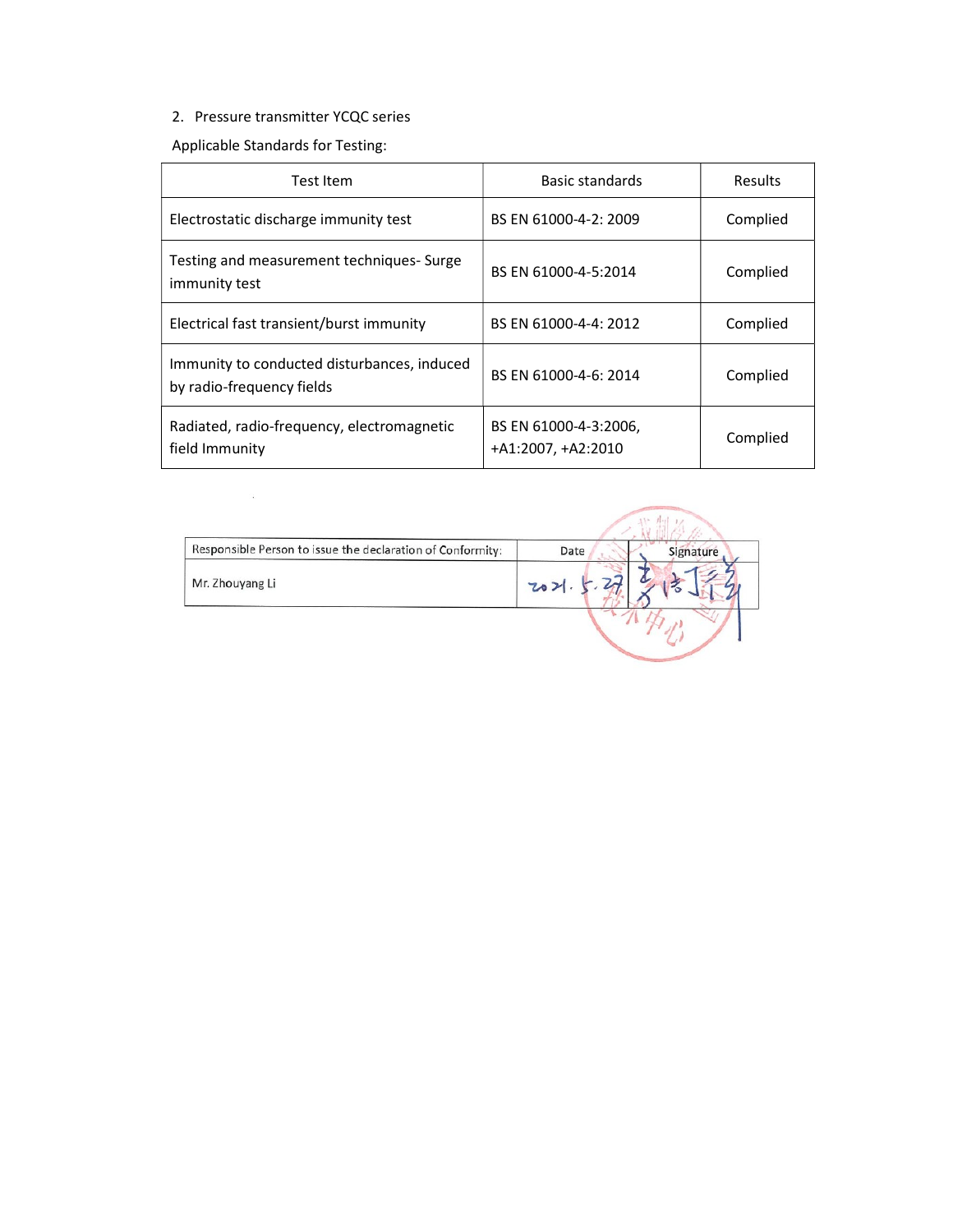2. Pressure transmitter YCQC series

Applicable Standards for Testing:

| Test Item | Basic standards | Results |
|---|---|---|
| Electrostatic discharge immunity test | BS EN 61000-4-2: 2009 | Complied |
| Testing and measurement techniques- Surge immunity test | BS EN 61000-4-5:2014 | Complied |
| Electrical fast transient/burst immunity | BS EN 61000-4-4: 2012 | Complied |
| Immunity to conducted disturbances, induced by radio-frequency fields | BS EN 61000-4-6: 2014 | Complied |
| Radiated, radio-frequency, electromagnetic field Immunity | BS EN 61000-4-3:2006, +A1:2007, +A2:2010 | Complied |

| Responsible Person to issue the declaration of Conformity: | Date | Signature |
|---|---|---|
| Mr. Zhouyang Li | 2021.5.27 | 李周洋 |